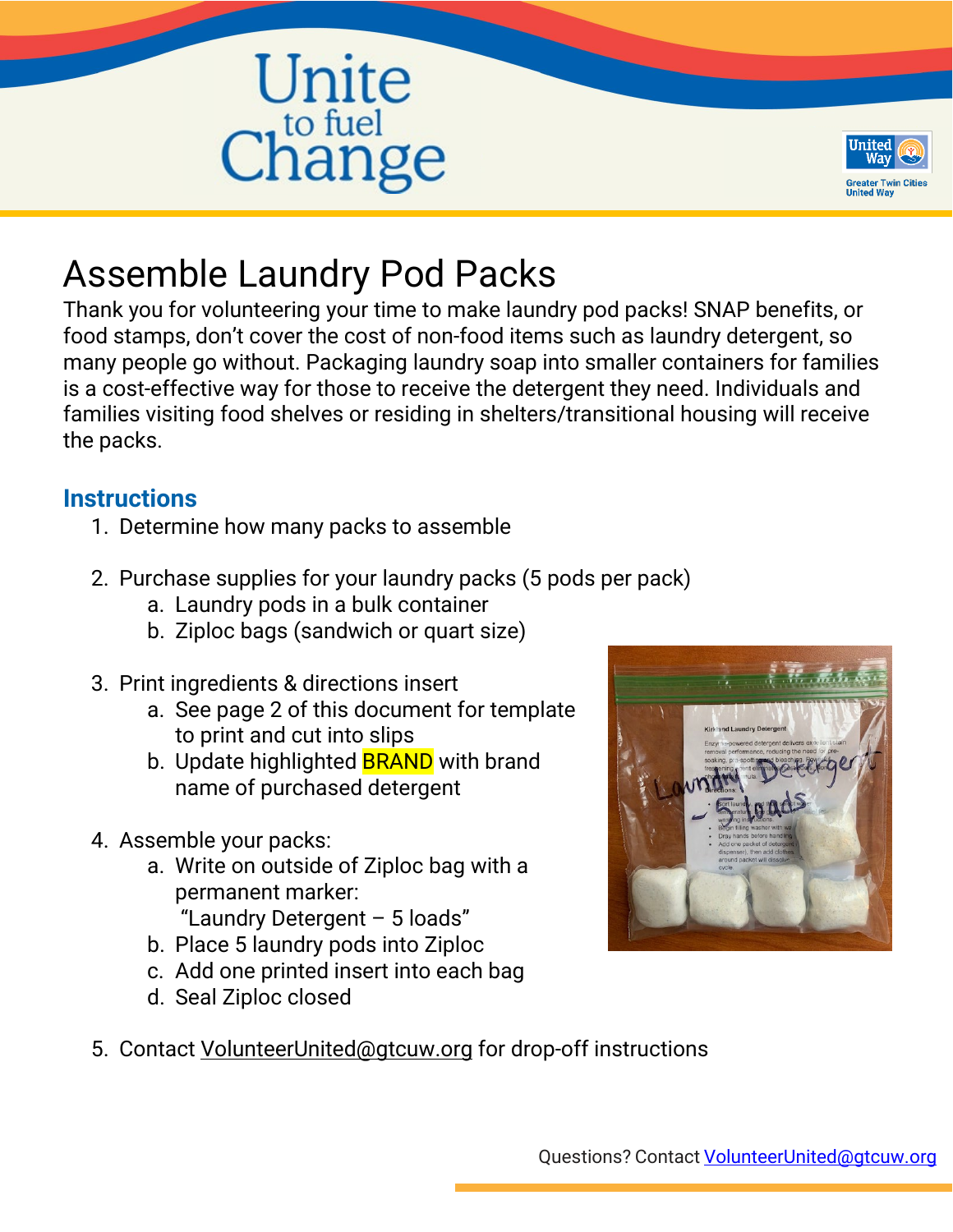# Assemble Laundry Pod Packs

Thank you for volunteering your time to make laundry pod packs! SNAP benefits, or food stamps, don't cover the cost of non-food items such as laundry detergent, so many people go without. Packaging laundry soap into smaller containers for families is a cost-effective way for those to receive the detergent they need. Individuals and families visiting food shelves or residing in shelters/transitional housing will receive the packs.

## Instructions

1. Determine how many packs to assemble
2. Purchase supplies for your laundry packs (5 pods per pack)
   a. Laundry pods in a bulk container
   b. Ziploc bags (sandwich or quart size)
3. Print ingredients & directions insert
   a. See page 2 of this document for template to print and cut into slips
   b. Update highlighted BRAND with brand name of purchased detergent
4. Assemble your packs:
   a. Write on outside of Ziploc bag with a permanent marker:
      "Laundry Detergent – 5 loads"
   b. Place 5 laundry pods into Ziploc
   c. Add one printed insert into each bag
   d. Seal Ziploc closed
5. Contact VolunteerUnited@gtcuw.org for drop-off instructions

Questions? Contact VolunteerUnited@gtcuw.org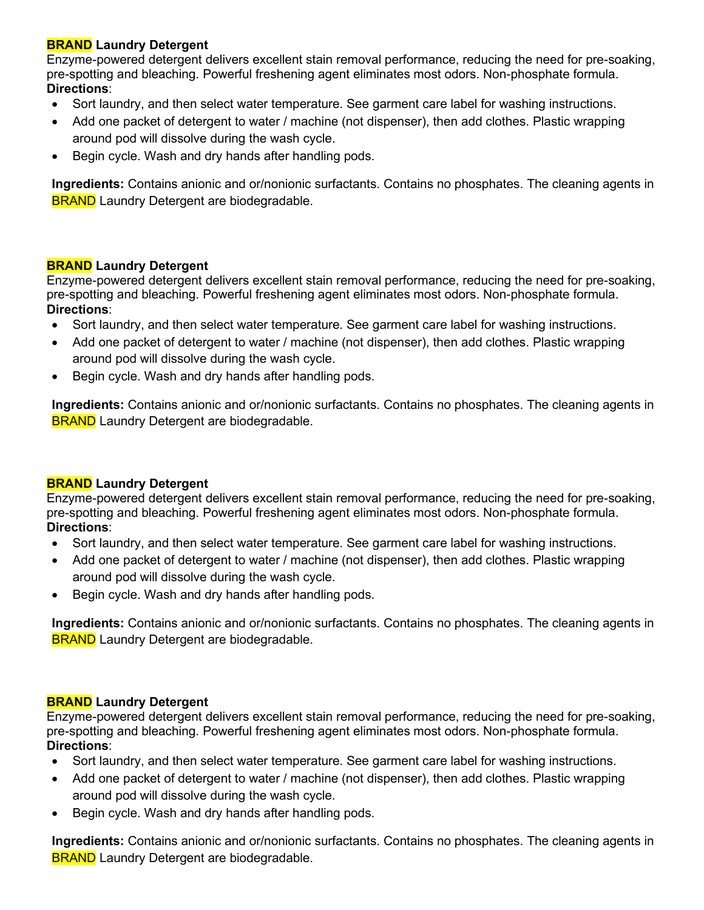**BRAND Laundry Detergent**
Enzyme-powered detergent delivers excellent stain removal performance, reducing the need for pre-soaking, pre-spotting and bleaching. Powerful freshening agent eliminates most odors. Non-phosphate formula.
**Directions**:

- Sort laundry, and then select water temperature. See garment care label for washing instructions.
- Add one packet of detergent to water / machine (not dispenser), then add clothes. Plastic wrapping around pod will dissolve during the wash cycle.
- Begin cycle. Wash and dry hands after handling pods.

**Ingredients:** Contains anionic and or/nonionic surfactants. Contains no phosphates. The cleaning agents in BRAND Laundry Detergent are biodegradable.

**BRAND Laundry Detergent**
Enzyme-powered detergent delivers excellent stain removal performance, reducing the need for pre-soaking, pre-spotting and bleaching. Powerful freshening agent eliminates most odors. Non-phosphate formula.
**Directions**:

- Sort laundry, and then select water temperature. See garment care label for washing instructions.
- Add one packet of detergent to water / machine (not dispenser), then add clothes. Plastic wrapping around pod will dissolve during the wash cycle.
- Begin cycle. Wash and dry hands after handling pods.

**Ingredients:** Contains anionic and or/nonionic surfactants. Contains no phosphates. The cleaning agents in BRAND Laundry Detergent are biodegradable.

**BRAND Laundry Detergent**
Enzyme-powered detergent delivers excellent stain removal performance, reducing the need for pre-soaking, pre-spotting and bleaching. Powerful freshening agent eliminates most odors. Non-phosphate formula.
**Directions**:

- Sort laundry, and then select water temperature. See garment care label for washing instructions.
- Add one packet of detergent to water / machine (not dispenser), then add clothes. Plastic wrapping around pod will dissolve during the wash cycle.
- Begin cycle. Wash and dry hands after handling pods.

**Ingredients:** Contains anionic and or/nonionic surfactants. Contains no phosphates. The cleaning agents in BRAND Laundry Detergent are biodegradable.

**BRAND Laundry Detergent**
Enzyme-powered detergent delivers excellent stain removal performance, reducing the need for pre-soaking, pre-spotting and bleaching. Powerful freshening agent eliminates most odors. Non-phosphate formula.
**Directions**:

- Sort laundry, and then select water temperature. See garment care label for washing instructions.
- Add one packet of detergent to water / machine (not dispenser), then add clothes. Plastic wrapping around pod will dissolve during the wash cycle.
- Begin cycle. Wash and dry hands after handling pods.

**Ingredients:** Contains anionic and or/nonionic surfactants. Contains no phosphates. The cleaning agents in BRAND Laundry Detergent are biodegradable.